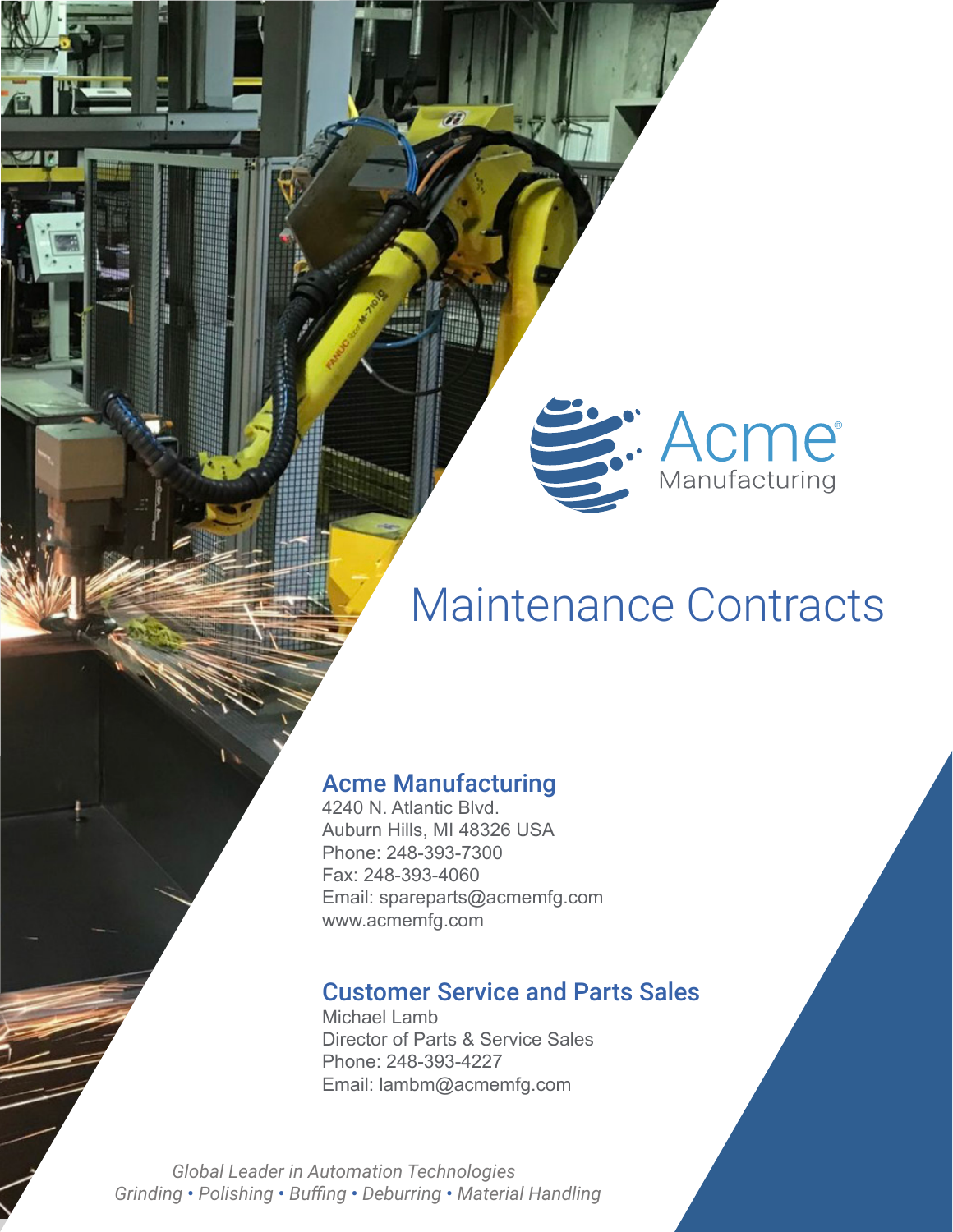Acme®
Manufacturing

# Maintenance Contracts

## Acme Manufacturing

4240 N. Atlantic Blvd.
Auburn Hills, MI 48326 USA
Phone: 248-393-7300
Fax: 248-393-4060
Email: spareparts@acmemfg.com
www.acmemfg.com

## Customer Service and Parts Sales

Michael Lamb
Director of Parts & Service Sales
Phone: 248-393-4227
Email: lambm@acmemfg.com

*Global Leader in Automation Technologies*
*Grinding • Polishing • Buffing • Deburring • Material Handling*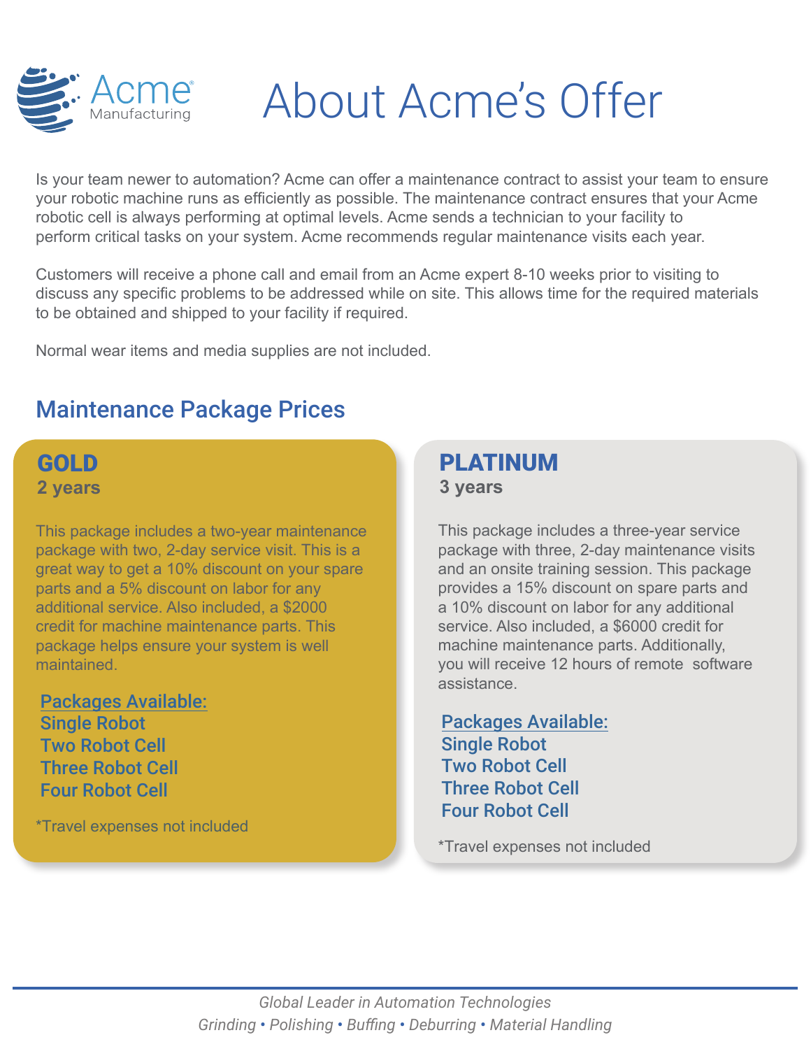# About Acme's Offer

Is your team newer to automation? Acme can offer a maintenance contract to assist your team to ensure your robotic machine runs as efficiently as possible. The maintenance contract ensures that your Acme robotic cell is always performing at optimal levels. Acme sends a technician to your facility to perform critical tasks on your system. Acme recommends regular maintenance visits each year.

Customers will receive a phone call and email from an Acme expert 8-10 weeks prior to visiting to discuss any specific problems to be addressed while on site. This allows time for the required materials to be obtained and shipped to your facility if required.

Normal wear items and media supplies are not included.

## Maintenance Package Prices

### GOLD

**2 years**

This package includes a two-year maintenance package with two, 2-day service visit. This is a great way to get a 10% discount on your spare parts and a 5% discount on labor for any additional service. Also included, a $2000 credit for machine maintenance parts. This package helps ensure your system is well maintained.

**Packages Available:**

- Single Robot
- Two Robot Cell
- Three Robot Cell
- Four Robot Cell

*Travel expenses not included

### PLATINUM

**3 years**

This package includes a three-year service package with three, 2-day maintenance visits and an onsite training session. This package provides a 15% discount on spare parts and a 10% discount on labor for any additional service. Also included, a $6000 credit for machine maintenance parts. Additionally, you will receive 12 hours of remote software assistance.

**Packages Available:**

- Single Robot
- Two Robot Cell
- Three Robot Cell
- Four Robot Cell

*Travel expenses not included

*Global Leader in Automation Technologies*

*Grinding • Polishing • Buffing • Deburring • Material Handling*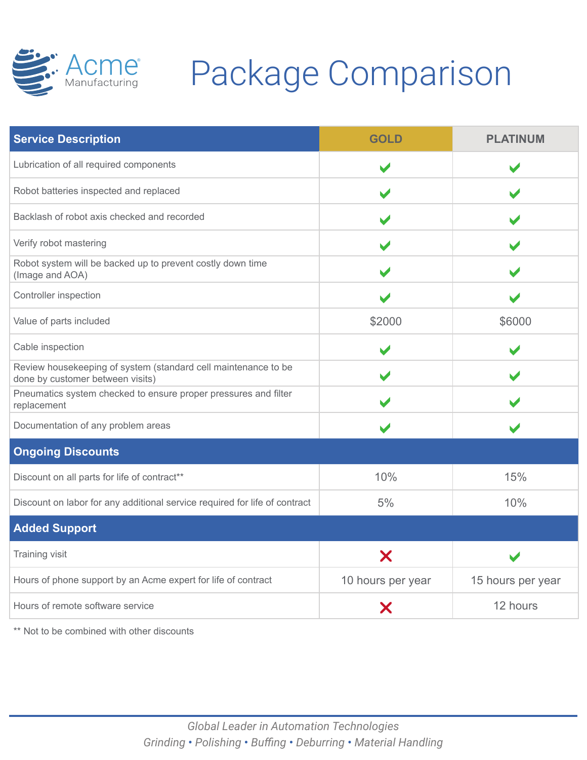Acme Manufacturing

# Package Comparison

| Service Description | GOLD | PLATINUM |
|---|---|---|
| Lubrication of all required components | ✓ | ✓ |
| Robot batteries inspected and replaced | ✓ | ✓ |
| Backlash of robot axis checked and recorded | ✓ | ✓ |
| Verify robot mastering | ✓ | ✓ |
| Robot system will be backed up to prevent costly down time (Image and AOA) | ✓ | ✓ |
| Controller inspection | ✓ | ✓ |
| Value of parts included | $2000 | $6000 |
| Cable inspection | ✓ | ✓ |
| Review housekeeping of system (standard cell maintenance to be done by customer between visits) | ✓ | ✓ |
| Pneumatics system checked to ensure proper pressures and filter replacement | ✓ | ✓ |
| Documentation of any problem areas | ✓ | ✓ |
| **Ongoing Discounts** | | |
| Discount on all parts for life of contract** | 10% | 15% |
| Discount on labor for any additional service required for life of contract | 5% | 10% |
| **Added Support** | | |
| Training visit | ✗ | ✓ |
| Hours of phone support by an Acme expert for life of contract | 10 hours per year | 15 hours per year |
| Hours of remote software service | ✗ | 12 hours |

** Not to be combined with other discounts

*Global Leader in Automation Technologies*

*Grinding • Polishing • Buffing • Deburring • Material Handling*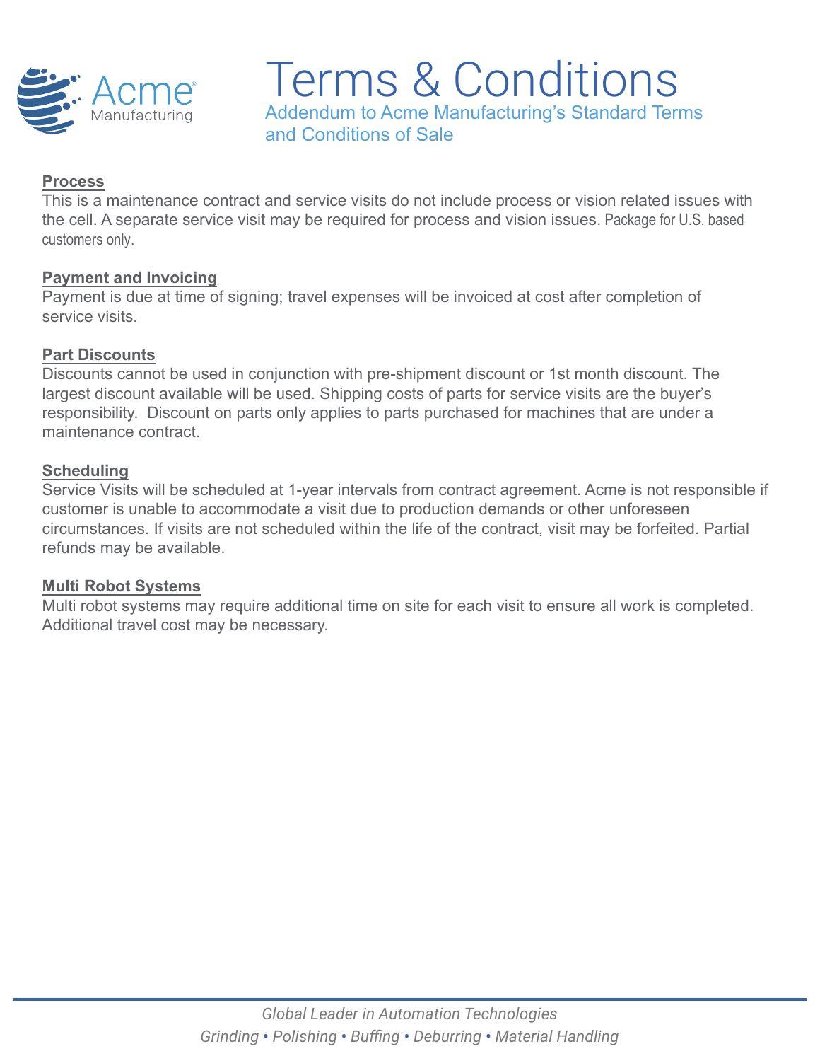Acme Manufacturing

# Terms & Conditions

## Addendum to Acme Manufacturing's Standard Terms and Conditions of Sale

**Process**

This is a maintenance contract and service visits do not include process or vision related issues with the cell. A separate service visit may be required for process and vision issues. Package for U.S. based customers only.

**Payment and Invoicing**

Payment is due at time of signing; travel expenses will be invoiced at cost after completion of service visits.

**Part Discounts**

Discounts cannot be used in conjunction with pre-shipment discount or 1st month discount. The largest discount available will be used. Shipping costs of parts for service visits are the buyer's responsibility. Discount on parts only applies to parts purchased for machines that are under a maintenance contract.

**Scheduling**

Service Visits will be scheduled at 1-year intervals from contract agreement. Acme is not responsible if customer is unable to accommodate a visit due to production demands or other unforeseen circumstances. If visits are not scheduled within the life of the contract, visit may be forfeited. Partial refunds may be available.

**Multi Robot Systems**

Multi robot systems may require additional time on site for each visit to ensure all work is completed. Additional travel cost may be necessary.

*Global Leader in Automation Technologies*

*Grinding • Polishing • Buffing • Deburring • Material Handling*